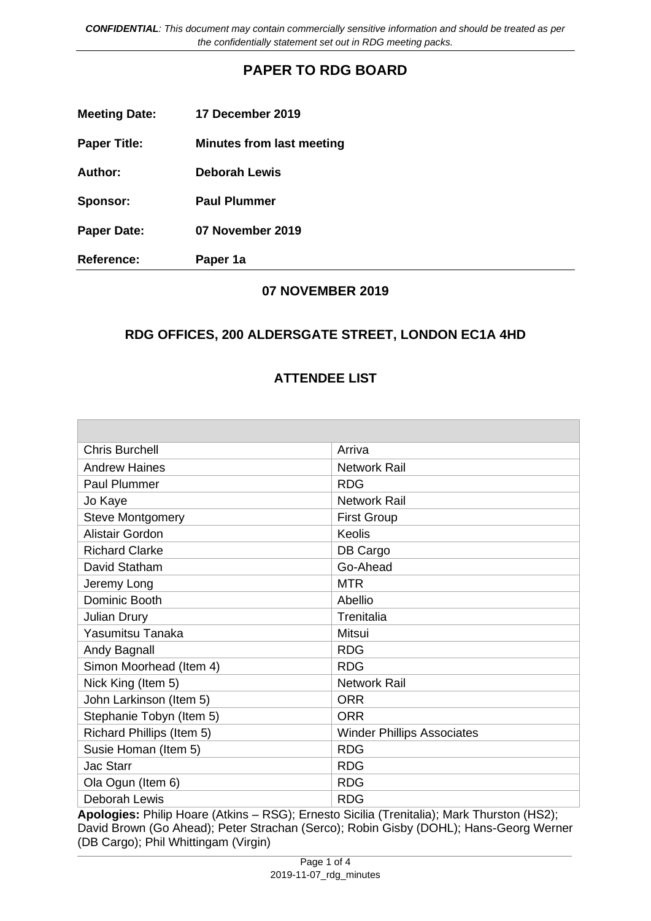*CONFIDENTIAL: This document may contain commercially sensitive information and should be treated as per the confidentially statement set out in RDG meeting packs.*

# PAPER TO RDG BOARD

**Meeting Date:** **17 December 2019**

**Paper Title:** **Minutes from last meeting**

**Author:** **Deborah Lewis**

**Sponsor:** **Paul Plummer**

**Paper Date:** **07 November 2019**

**Reference:** **Paper 1a**

## 07 NOVEMBER 2019

## RDG OFFICES, 200 ALDERSGATE STREET, LONDON EC1A 4HD

## ATTENDEE LIST

| | |
|---|---|
| Chris Burchell | Arriva |
| Andrew Haines | Network Rail |
| Paul Plummer | RDG |
| Jo Kaye | Network Rail |
| Steve Montgomery | First Group |
| Alistair Gordon | Keolis |
| Richard Clarke | DB Cargo |
| David Statham | Go-Ahead |
| Jeremy Long | MTR |
| Dominic Booth | Abellio |
| Julian Drury | Trenitalia |
| Yasumitsu Tanaka | Mitsui |
| Andy Bagnall | RDG |
| Simon Moorhead (Item 4) | RDG |
| Nick King (Item 5) | Network Rail |
| John Larkinson (Item 5) | ORR |
| Stephanie Tobyn (Item 5) | ORR |
| Richard Phillips (Item 5) | Winder Phillips Associates |
| Susie Homan (Item 5) | RDG |
| Jac Starr | RDG |
| Ola Ogun (Item 6) | RDG |
| Deborah Lewis | RDG |

**Apologies:** Philip Hoare (Atkins – RSG); Ernesto Sicilia (Trenitalia); Mark Thurston (HS2); David Brown (Go Ahead); Peter Strachan (Serco); Robin Gisby (DOHL); Hans-Georg Werner (DB Cargo); Phil Whittingam (Virgin)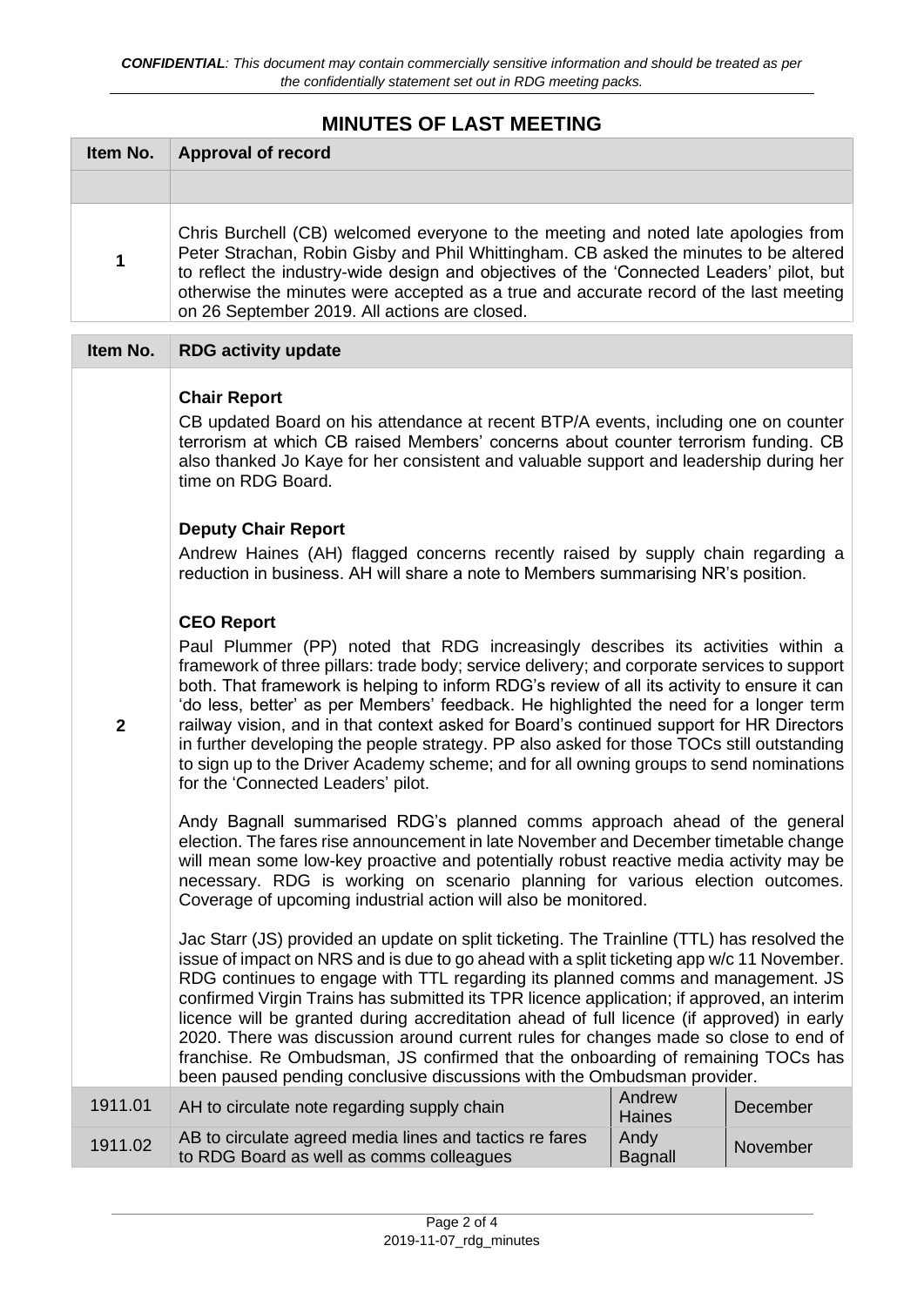*CONFIDENTIAL: This document may contain commercially sensitive information and should be treated as per the confidentially statement set out in RDG meeting packs.*

## MINUTES OF LAST MEETING

| Item No. | Approval of record | | |
|---|---|---|---|
| | | | |
| 1 | Chris Burchell (CB) welcomed everyone to the meeting and noted late apologies from Peter Strachan, Robin Gisby and Phil Whittingham. CB asked the minutes to be altered to reflect the industry-wide design and objectives of the 'Connected Leaders' pilot, but otherwise the minutes were accepted as a true and accurate record of the last meeting on 26 September 2019. All actions are closed. | | |

| Item No. | RDG activity update | | |
|---|---|---|---|
| 2 | **Chair Report**<br>CB updated Board on his attendance at recent BTP/A events, including one on counter terrorism at which CB raised Members' concerns about counter terrorism funding. CB also thanked Jo Kaye for her consistent and valuable support and leadership during her time on RDG Board.<br><br>**Deputy Chair Report**<br>Andrew Haines (AH) flagged concerns recently raised by supply chain regarding a reduction in business. AH will share a note to Members summarising NR's position.<br><br>**CEO Report**<br>Paul Plummer (PP) noted that RDG increasingly describes its activities within a framework of three pillars: trade body; service delivery; and corporate services to support both. That framework is helping to inform RDG's review of all its activity to ensure it can 'do less, better' as per Members' feedback. He highlighted the need for a longer term railway vision, and in that context asked for Board's continued support for HR Directors in further developing the people strategy. PP also asked for those TOCs still outstanding to sign up to the Driver Academy scheme; and for all owning groups to send nominations for the 'Connected Leaders' pilot.<br><br>Andy Bagnall summarised RDG's planned comms approach ahead of the general election. The fares rise announcement in late November and December timetable change will mean some low-key proactive and potentially robust reactive media activity may be necessary. RDG is working on scenario planning for various election outcomes. Coverage of upcoming industrial action will also be monitored.<br><br>Jac Starr (JS) provided an update on split ticketing. The Trainline (TTL) has resolved the issue of impact on NRS and is due to go ahead with a split ticketing app w/c 11 November. RDG continues to engage with TTL regarding its planned comms and management. JS confirmed Virgin Trains has submitted its TPR licence application; if approved, an interim licence will be granted during accreditation ahead of full licence (if approved) in early 2020. There was discussion around current rules for changes made so close to end of franchise. Re Ombudsman, JS confirmed that the onboarding of remaining TOCs has been paused pending conclusive discussions with the Ombudsman provider. | | |
| 1911.01 | AH to circulate note regarding supply chain | Andrew Haines | December |
| 1911.02 | AB to circulate agreed media lines and tactics re fares to RDG Board as well as comms colleagues | Andy Bagnall | November |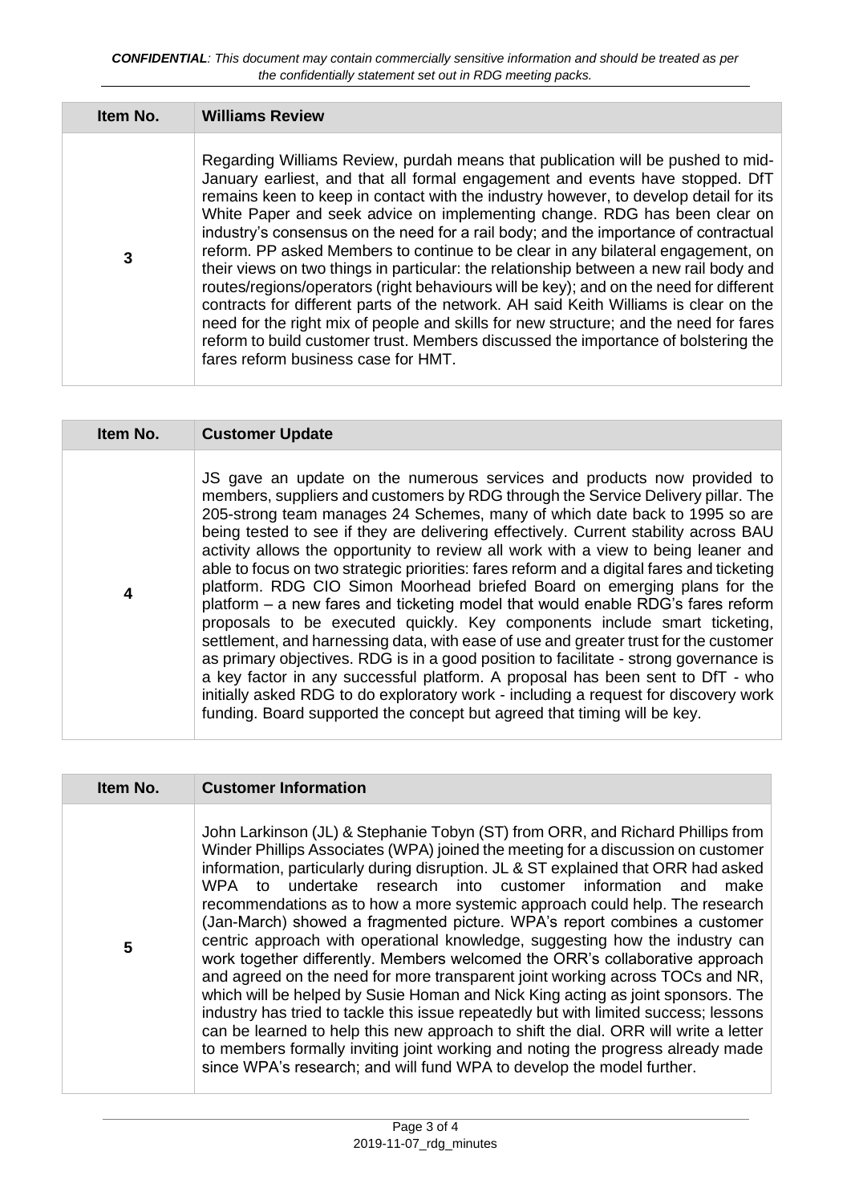*CONFIDENTIAL: This document may contain commercially sensitive information and should be treated as per the confidentially statement set out in RDG meeting packs.*

| Item No. | Williams Review |
|---|---|
| 3 | Regarding Williams Review, purdah means that publication will be pushed to mid-January earliest, and that all formal engagement and events have stopped. DfT remains keen to keep in contact with the industry however, to develop detail for its White Paper and seek advice on implementing change. RDG has been clear on industry's consensus on the need for a rail body; and the importance of contractual reform. PP asked Members to continue to be clear in any bilateral engagement, on their views on two things in particular: the relationship between a new rail body and routes/regions/operators (right behaviours will be key); and on the need for different contracts for different parts of the network. AH said Keith Williams is clear on the need for the right mix of people and skills for new structure; and the need for fares reform to build customer trust. Members discussed the importance of bolstering the fares reform business case for HMT. |

| Item No. | Customer Update |
|---|---|
| 4 | JS gave an update on the numerous services and products now provided to members, suppliers and customers by RDG through the Service Delivery pillar. The 205-strong team manages 24 Schemes, many of which date back to 1995 so are being tested to see if they are delivering effectively. Current stability across BAU activity allows the opportunity to review all work with a view to being leaner and able to focus on two strategic priorities: fares reform and a digital fares and ticketing platform. RDG CIO Simon Moorhead briefed Board on emerging plans for the platform – a new fares and ticketing model that would enable RDG's fares reform proposals to be executed quickly. Key components include smart ticketing, settlement, and harnessing data, with ease of use and greater trust for the customer as primary objectives. RDG is in a good position to facilitate - strong governance is a key factor in any successful platform. A proposal has been sent to DfT - who initially asked RDG to do exploratory work - including a request for discovery work funding. Board supported the concept but agreed that timing will be key. |

| Item No. | Customer Information |
|---|---|
| 5 | John Larkinson (JL) & Stephanie Tobyn (ST) from ORR, and Richard Phillips from Winder Phillips Associates (WPA) joined the meeting for a discussion on customer information, particularly during disruption. JL & ST explained that ORR had asked WPA to undertake research into customer information and make recommendations as to how a more systemic approach could help. The research (Jan-March) showed a fragmented picture. WPA's report combines a customer centric approach with operational knowledge, suggesting how the industry can work together differently. Members welcomed the ORR's collaborative approach and agreed on the need for more transparent joint working across TOCs and NR, which will be helped by Susie Homan and Nick King acting as joint sponsors. The industry has tried to tackle this issue repeatedly but with limited success; lessons can be learned to help this new approach to shift the dial. ORR will write a letter to members formally inviting joint working and noting the progress already made since WPA's research; and will fund WPA to develop the model further. |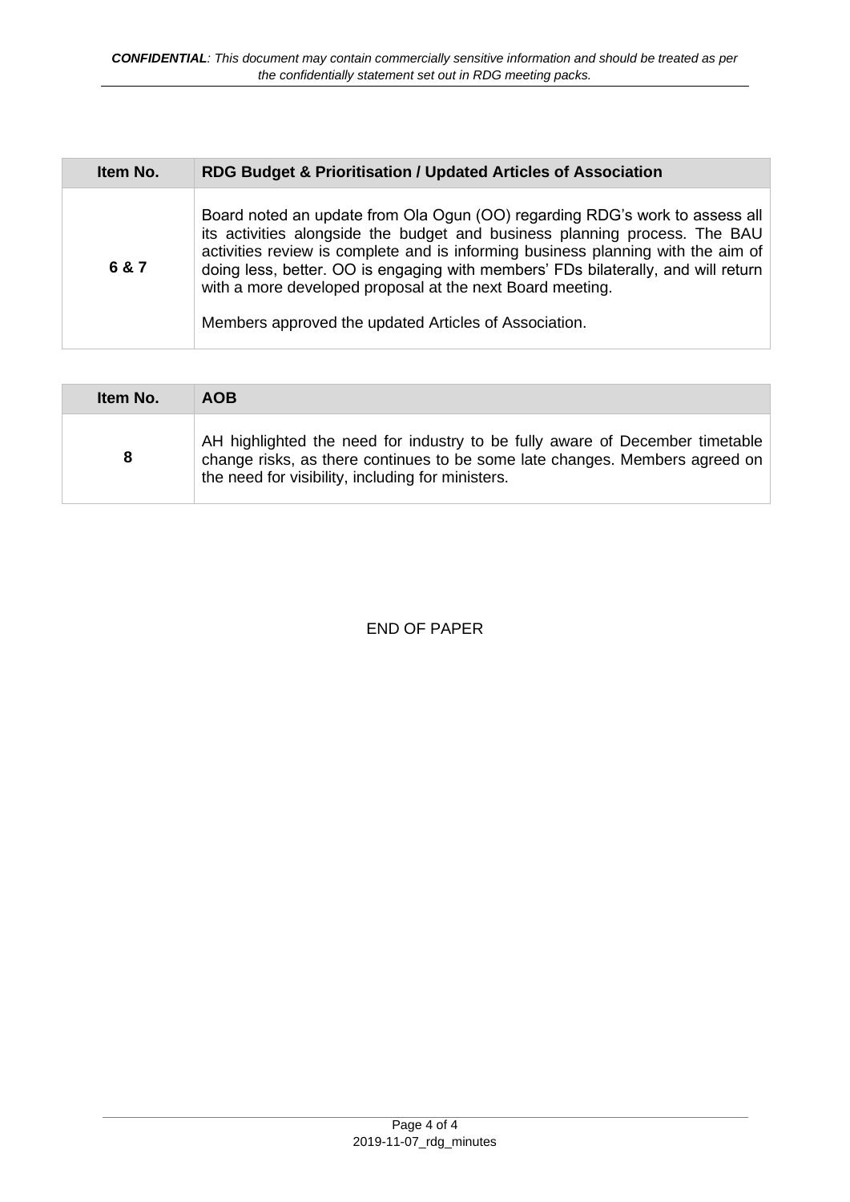| Item No. | RDG Budget & Prioritisation / Updated Articles of Association |
|---|---|
| 6 & 7 | Board noted an update from Ola Ogun (OO) regarding RDG's work to assess all its activities alongside the budget and business planning process. The BAU activities review is complete and is informing business planning with the aim of doing less, better. OO is engaging with members' FDs bilaterally, and will return with a more developed proposal at the next Board meeting.<br><br>Members approved the updated Articles of Association. |

| Item No. | AOB |
|---|---|
| 8 | AH highlighted the need for industry to be fully aware of December timetable change risks, as there continues to be some late changes. Members agreed on the need for visibility, including for ministers. |

END OF PAPER